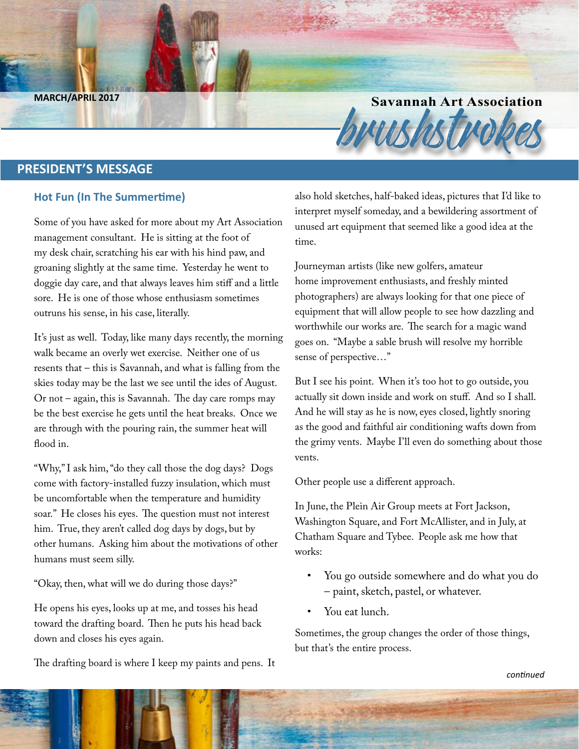MARCH/APRIL 2017

# Savannah Art Association brushstrokes

## PRESIDENT'S MESSAGE

### Hot Fun (In The Summertime)

Some of you have asked for more about my Art Association management consultant. He is sitting at the foot of my desk chair, scratching his ear with his hind paw, and groaning slightly at the same time. Yesterday he went to doggie day care, and that always leaves him stiff and a little sore. He is one of those whose enthusiasm sometimes outruns his sense, in his case, literally.

It's just as well. Today, like many days recently, the morning walk became an overly wet exercise. Neither one of us resents that – this is Savannah, and what is falling from the skies today may be the last we see until the ides of August. Or not – again, this is Savannah. The day care romps may be the best exercise he gets until the heat breaks. Once we are through with the pouring rain, the summer heat will flood in.

"Why," I ask him, "do they call those the dog days? Dogs come with factory-installed fuzzy insulation, which must be uncomfortable when the temperature and humidity soar." He closes his eyes. The question must not interest him. True, they aren't called dog days by dogs, but by other humans. Asking him about the motivations of other humans must seem silly.

"Okay, then, what will we do during those days?"

He opens his eyes, looks up at me, and tosses his head toward the drafting board. Then he puts his head back down and closes his eyes again.

The drafting board is where I keep my paints and pens. It also hold sketches, half-baked ideas, pictures that I'd like to interpret myself someday, and a bewildering assortment of unused art equipment that seemed like a good idea at the time.

Journeyman artists (like new golfers, amateur home improvement enthusiasts, and freshly minted photographers) are always looking for that one piece of equipment that will allow people to see how dazzling and worthwhile our works are. The search for a magic wand goes on. "Maybe a sable brush will resolve my horrible sense of perspective…"

But I see his point. When it's too hot to go outside, you actually sit down inside and work on stuff. And so I shall. And he will stay as he is now, eyes closed, lightly snoring as the good and faithful air conditioning wafts down from the grimy vents. Maybe I'll even do something about those vents.

Other people use a different approach.

In June, the Plein Air Group meets at Fort Jackson, Washington Square, and Fort McAllister, and in July, at Chatham Square and Tybee. People ask me how that works:

- You go outside somewhere and do what you do – paint, sketch, pastel, or whatever.
- You eat lunch.

Sometimes, the group changes the order of those things, but that's the entire process.

*continued*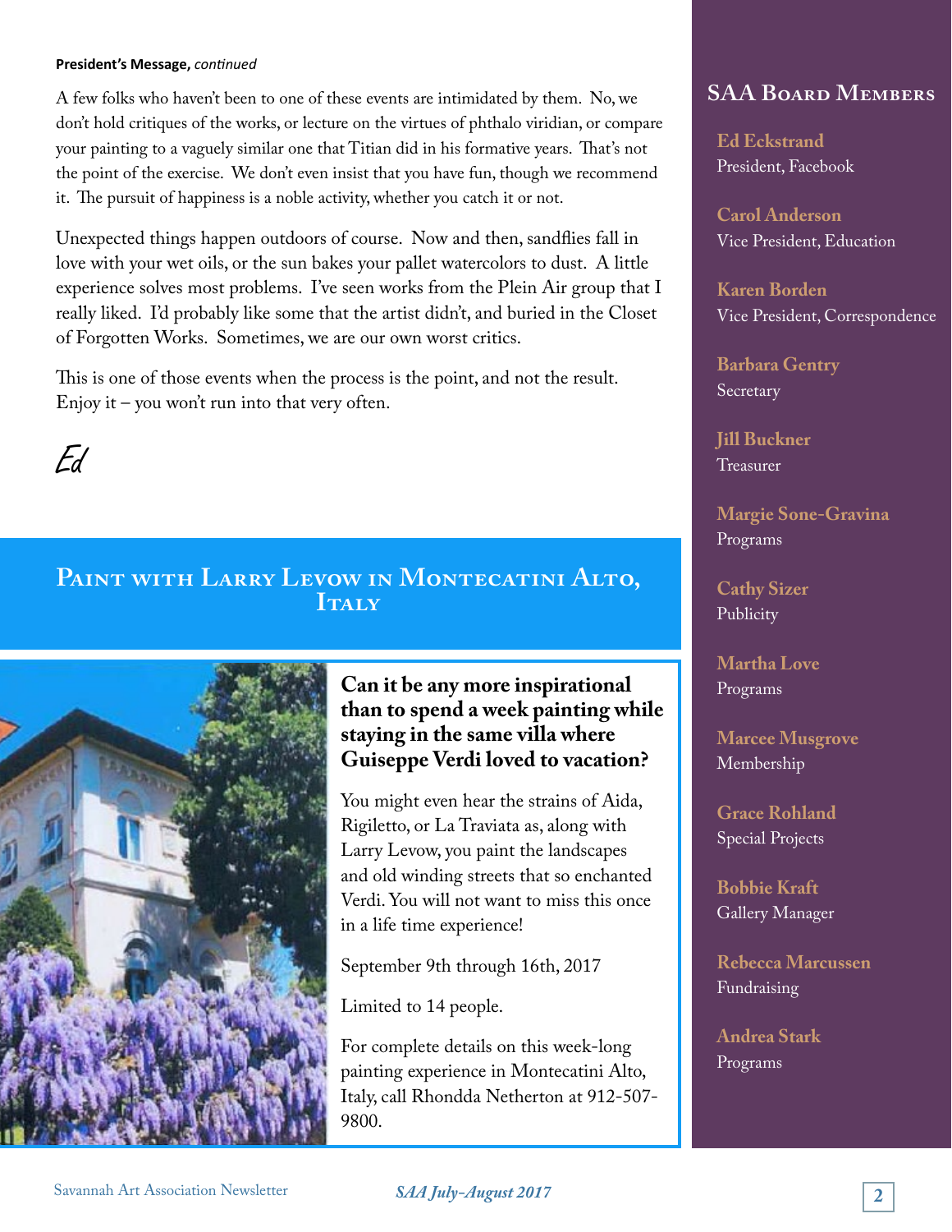**President's Message,** *continued*

A few folks who haven't been to one of these events are intimidated by them. No, we don't hold critiques of the works, or lecture on the virtues of phthalo viridian, or compare your painting to a vaguely similar one that Titian did in his formative years. That's not the point of the exercise. We don't even insist that you have fun, though we recommend it. The pursuit of happiness is a noble activity, whether you catch it or not.

Unexpected things happen outdoors of course. Now and then, sandflies fall in love with your wet oils, or the sun bakes your pallet watercolors to dust. A little experience solves most problems. I've seen works from the Plein Air group that I really liked. I'd probably like some that the artist didn't, and buried in the Closet of Forgotten Works. Sometimes, we are our own worst critics.

This is one of those events when the process is the point, and not the result. Enjoy it – you won't run into that very often.

*Ed*

## Paint with Larry Levow in Montecatini Alto, Italy

**Can it be any more inspirational than to spend a week painting while staying in the same villa where Guiseppe Verdi loved to vacation?**

You might even hear the strains of Aida, Rigiletto, or La Traviata as, along with Larry Levow, you paint the landscapes and old winding streets that so enchanted Verdi. You will not want to miss this once in a life time experience!

September 9th through 16th, 2017

Limited to 14 people.

For complete details on this week-long painting experience in Montecatini Alto, Italy, call Rhondda Netherton at 912-507-9800.

## SAA Board Members

**Ed Eckstrand**
President, Facebook

**Carol Anderson**
Vice President, Education

**Karen Borden**
Vice President, Correspondence

**Barbara Gentry**
Secretary

**Jill Buckner**
Treasurer

**Margie Sone-Gravina**
Programs

**Cathy Sizer**
Publicity

**Martha Love**
Programs

**Marcee Musgrove**
Membership

**Grace Rohland**
Special Projects

**Bobbie Kraft**
Gallery Manager

**Rebecca Marcussen**
Fundraising

**Andrea Stark**
Programs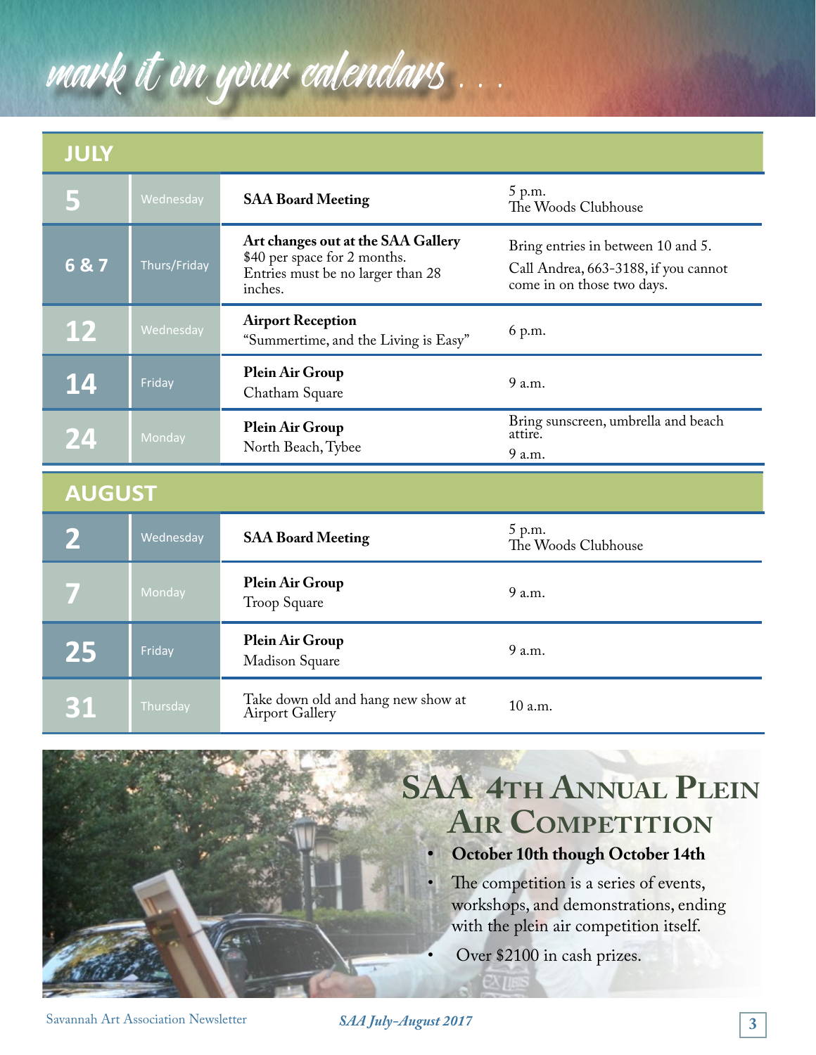# mark it on your calendars . . .

## JULY

| Date | Day | Event | Details |
|---|---|---|---|
| 5 | Wednesday | **SAA Board Meeting** | 5 p.m.<br>The Woods Clubhouse |
| 6 & 7 | Thurs/Friday | **Art changes out at the SAA Gallery**<br>$40 per space for 2 months.<br>Entries must be no larger than 28 inches. | Bring entries in between 10 and 5.<br>Call Andrea, 663-3188, if you cannot come in on those two days. |
| 12 | Wednesday | **Airport Reception**<br>"Summertime, and the Living is Easy" | 6 p.m. |
| 14 | Friday | **Plein Air Group**<br>Chatham Square | 9 a.m. |
| 24 | Monday | **Plein Air Group**<br>North Beach, Tybee | Bring sunscreen, umbrella and beach attire.<br>9 a.m. |

## AUGUST

| Date | Day | Event | Details |
|---|---|---|---|
| 2 | Wednesday | **SAA Board Meeting** | 5 p.m.<br>The Woods Clubhouse |
| 7 | Monday | **Plein Air Group**<br>Troop Square | 9 a.m. |
| 25 | Friday | **Plein Air Group**<br>Madison Square | 9 a.m. |
| 31 | Thursday | Take down old and hang new show at Airport Gallery | 10 a.m. |

## SAA 4th Annual Plein Air Competition

- **October 10th though October 14th**
- The competition is a series of events, workshops, and demonstrations, ending with the plein air competition itself.
- Over $2100 in cash prizes.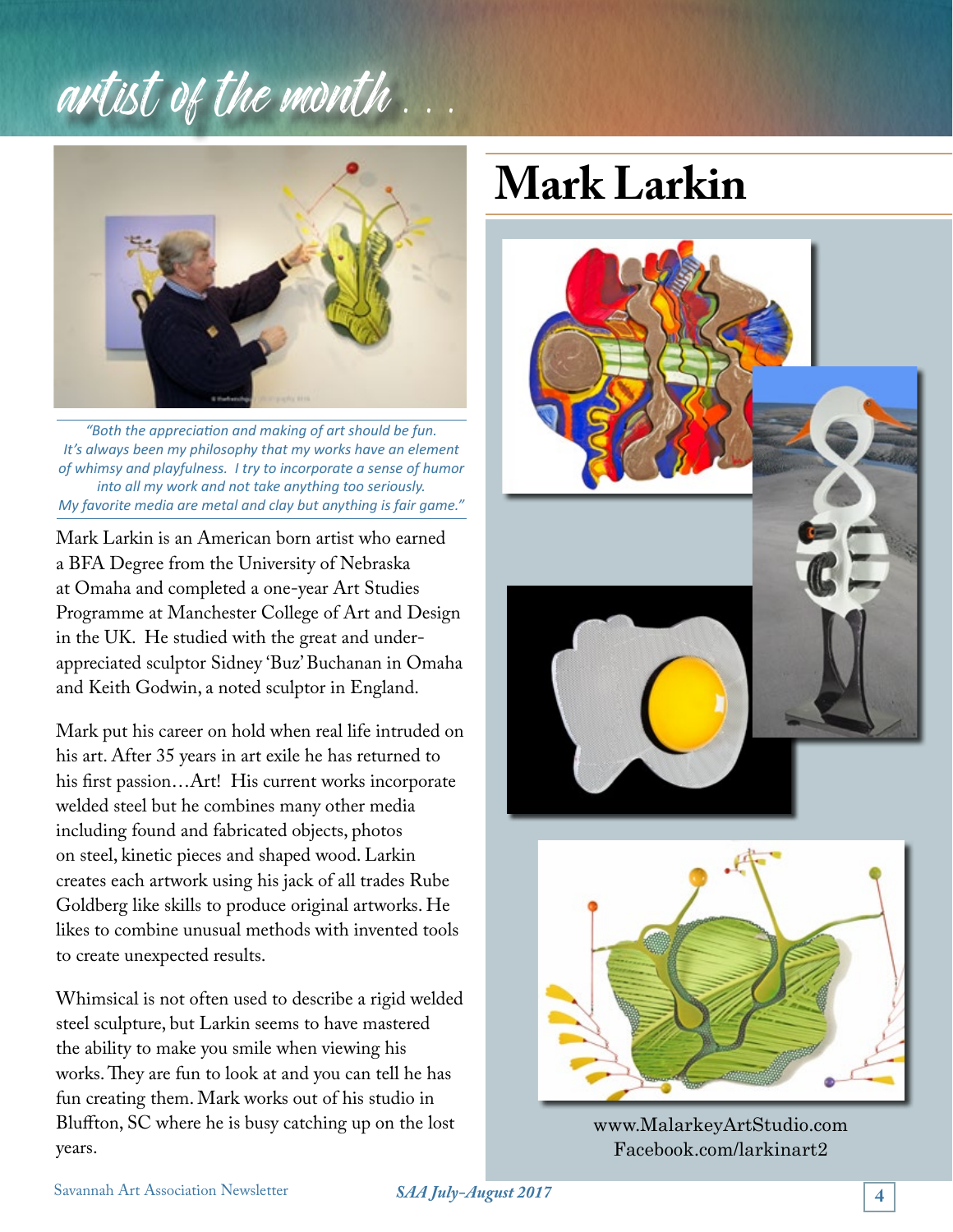# artist of the month . . .

## Mark Larkin

*"Both the appreciation and making of art should be fun. It's always been my philosophy that my works have an element of whimsy and playfulness. I try to incorporate a sense of humor into all my work and not take anything too seriously. My favorite media are metal and clay but anything is fair game."*

Mark Larkin is an American born artist who earned a BFA Degree from the University of Nebraska at Omaha and completed a one-year Art Studies Programme at Manchester College of Art and Design in the UK. He studied with the great and under-appreciated sculptor Sidney 'Buz' Buchanan in Omaha and Keith Godwin, a noted sculptor in England.

Mark put his career on hold when real life intruded on his art. After 35 years in art exile he has returned to his first passion…Art! His current works incorporate welded steel but he combines many other media including found and fabricated objects, photos on steel, kinetic pieces and shaped wood. Larkin creates each artwork using his jack of all trades Rube Goldberg like skills to produce original artworks. He likes to combine unusual methods with invented tools to create unexpected results.

Whimsical is not often used to describe a rigid welded steel sculpture, but Larkin seems to have mastered the ability to make you smile when viewing his works. They are fun to look at and you can tell he has fun creating them. Mark works out of his studio in Bluffton, SC where he is busy catching up on the lost years.

www.MalarkeyArtStudio.com
Facebook.com/larkinart2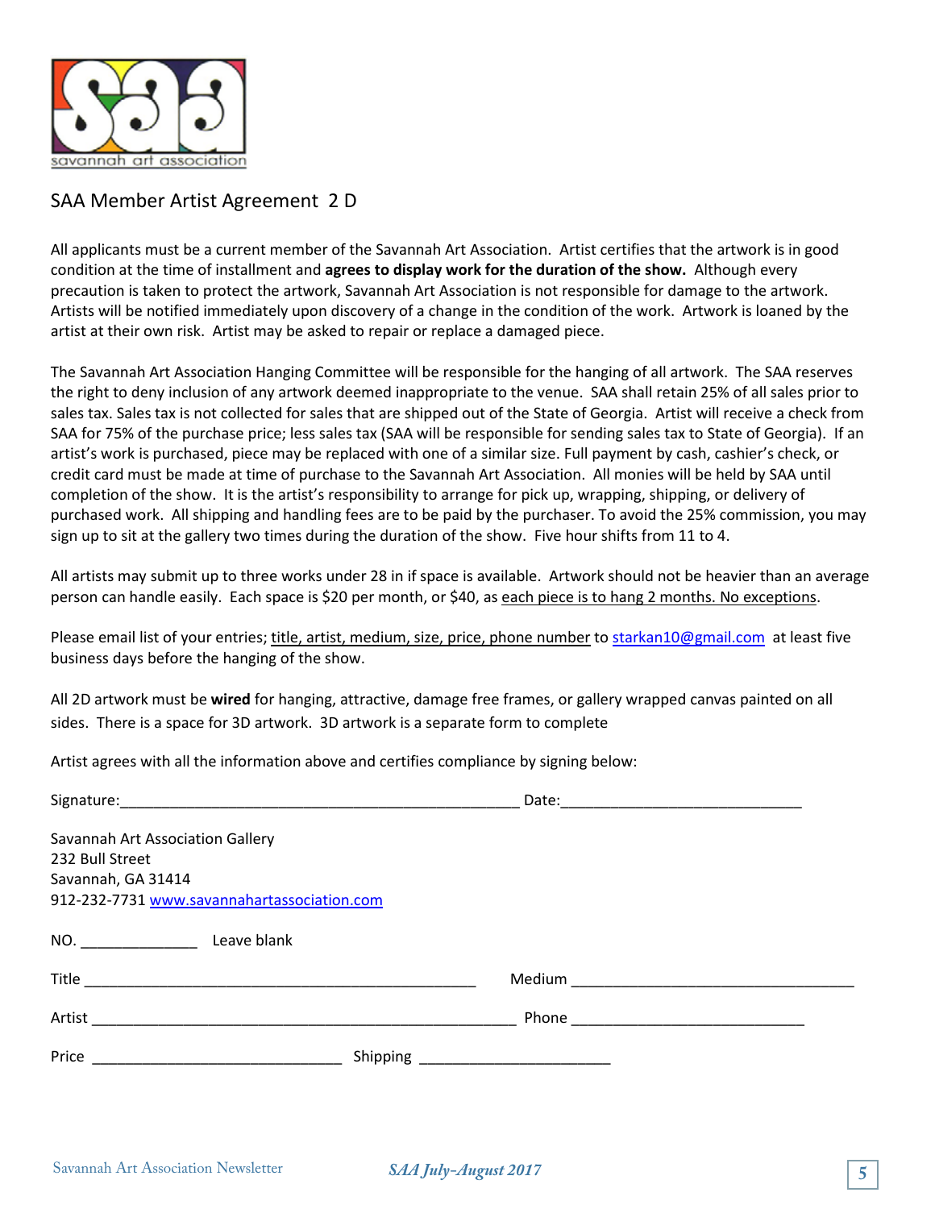## SAA Member Artist Agreement 2 D

All applicants must be a current member of the Savannah Art Association. Artist certifies that the artwork is in good condition at the time of installment and **agrees to display work for the duration of the show.** Although every precaution is taken to protect the artwork, Savannah Art Association is not responsible for damage to the artwork. Artists will be notified immediately upon discovery of a change in the condition of the work. Artwork is loaned by the artist at their own risk. Artist may be asked to repair or replace a damaged piece.

The Savannah Art Association Hanging Committee will be responsible for the hanging of all artwork. The SAA reserves the right to deny inclusion of any artwork deemed inappropriate to the venue. SAA shall retain 25% of all sales prior to sales tax. Sales tax is not collected for sales that are shipped out of the State of Georgia. Artist will receive a check from SAA for 75% of the purchase price; less sales tax (SAA will be responsible for sending sales tax to State of Georgia). If an artist's work is purchased, piece may be replaced with one of a similar size. Full payment by cash, cashier's check, or credit card must be made at time of purchase to the Savannah Art Association. All monies will be held by SAA until completion of the show. It is the artist's responsibility to arrange for pick up, wrapping, shipping, or delivery of purchased work. All shipping and handling fees are to be paid by the purchaser. To avoid the 25% commission, you may sign up to sit at the gallery two times during the duration of the show. Five hour shifts from 11 to 4.

All artists may submit up to three works under 28 in if space is available. Artwork should not be heavier than an average person can handle easily. Each space is $20 per month, or $40, as each piece is to hang 2 months. No exceptions.

Please email list of your entries; title, artist, medium, size, price, phone number to starkan10@gmail.com at least five business days before the hanging of the show.

All 2D artwork must be **wired** for hanging, attractive, damage free frames, or gallery wrapped canvas painted on all sides. There is a space for 3D artwork. 3D artwork is a separate form to complete

Artist agrees with all the information above and certifies compliance by signing below:

Signature:_______________________________________________ Date:_____________________________

Savannah Art Association Gallery
232 Bull Street
Savannah, GA 31414
912-232-7731 www.savannahartassociation.com

NO. ______________ Leave blank

Title ______________________________________________ Medium __________________________________

Artist ___________________________________________________ Phone ____________________________

Price ______________________________ Shipping _______________________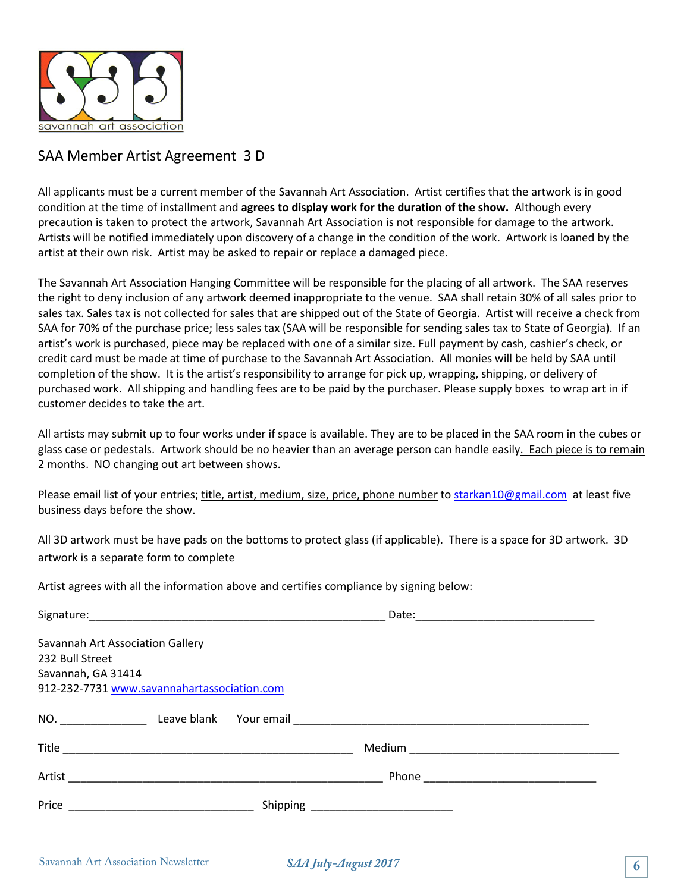savannah art association

## SAA Member Artist Agreement 3 D

All applicants must be a current member of the Savannah Art Association. Artist certifies that the artwork is in good condition at the time of installment and **agrees to display work for the duration of the show.** Although every precaution is taken to protect the artwork, Savannah Art Association is not responsible for damage to the artwork. Artists will be notified immediately upon discovery of a change in the condition of the work. Artwork is loaned by the artist at their own risk. Artist may be asked to repair or replace a damaged piece.

The Savannah Art Association Hanging Committee will be responsible for the placing of all artwork. The SAA reserves the right to deny inclusion of any artwork deemed inappropriate to the venue. SAA shall retain 30% of all sales prior to sales tax. Sales tax is not collected for sales that are shipped out of the State of Georgia. Artist will receive a check from SAA for 70% of the purchase price; less sales tax (SAA will be responsible for sending sales tax to State of Georgia). If an artist's work is purchased, piece may be replaced with one of a similar size. Full payment by cash, cashier's check, or credit card must be made at time of purchase to the Savannah Art Association. All monies will be held by SAA until completion of the show. It is the artist's responsibility to arrange for pick up, wrapping, shipping, or delivery of purchased work. All shipping and handling fees are to be paid by the purchaser. Please supply boxes to wrap art in if customer decides to take the art.

All artists may submit up to four works under if space is available. They are to be placed in the SAA room in the cubes or glass case or pedestals. Artwork should be no heavier than an average person can handle easily. <u>Each piece is to remain 2 months. NO changing out art between shows.</u>

Please email list of your entries; <u>title, artist, medium, size, price, phone number</u> to starkan10@gmail.com at least five business days before the show.

All 3D artwork must be have pads on the bottoms to protect glass (if applicable). There is a space for 3D artwork. 3D artwork is a separate form to complete

Artist agrees with all the information above and certifies compliance by signing below:

Signature:_______________________________________________ Date:_____________________________

Savannah Art Association Gallery
232 Bull Street
Savannah, GA 31414
912-232-7731 www.savannahartassociation.com

NO. ______________ Leave blank Your email _________________________________________________

Title ________________________________________________ Medium ___________________________________

Artist _____________________________________________________ Phone ____________________________

Price ______________________________ Shipping _______________________